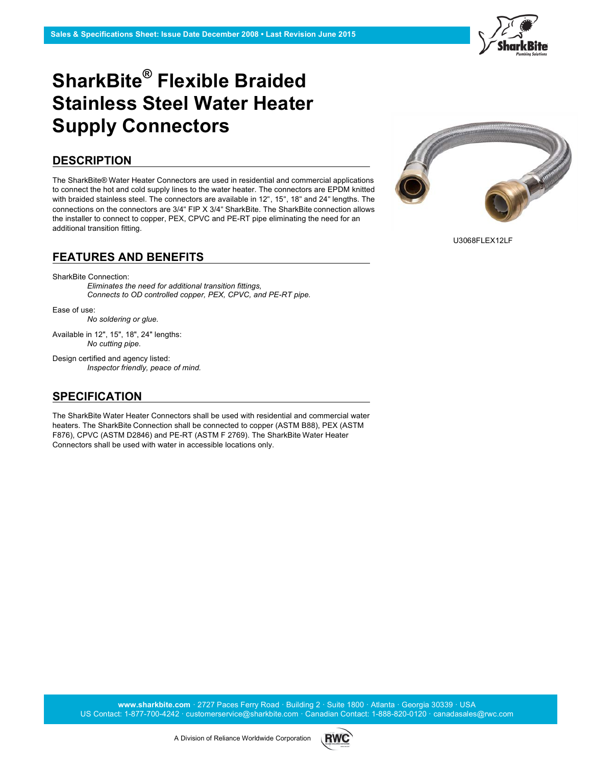Sales & Specifications Sheet: Issue Date December 2008 • Last Revision June 2015

# SharkBite® Flexible Braided Stainless Steel Water Heater Supply Connectors

U3068FLEX12LF

## DESCRIPTION

The SharkBite® Water Heater Connectors are used in residential and commercial applications to connect the hot and cold supply lines to the water heater. The connectors are EPDM knitted with braided stainless steel. The connectors are available in 12", 15", 18" and 24" lengths. The connections on the connectors are 3/4" FIP X 3/4" SharkBite. The SharkBite connection allows the installer to connect to copper, PEX, CPVC and PE-RT pipe eliminating the need for an additional transition fitting.

## FEATURES AND BENEFITS

SharkBite Connection:

*Eliminates the need for additional transition fittings,*
*Connects to OD controlled copper, PEX, CPVC, and PE-RT pipe.*

Ease of use:

*No soldering or glue.*

Available in 12", 15", 18", 24" lengths:

*No cutting pipe.*

Design certified and agency listed:

*Inspector friendly, peace of mind.*

## SPECIFICATION

The SharkBite Water Heater Connectors shall be used with residential and commercial water heaters. The SharkBite Connection shall be connected to copper (ASTM B88), PEX (ASTM F876), CPVC (ASTM D2846) and PE-RT (ASTM F 2769). The SharkBite Water Heater Connectors shall be used with water in accessible locations only.

**www.sharkbite.com** · 2727 Paces Ferry Road · Building 2 · Suite 1800 · Atlanta · Georgia 30339 · USA
US Contact: 1-877-700-4242 · customerservice@sharkbite.com · Canadian Contact: 1-888-820-0120 · canadasales@rwc.com

A Division of Reliance Worldwide Corporation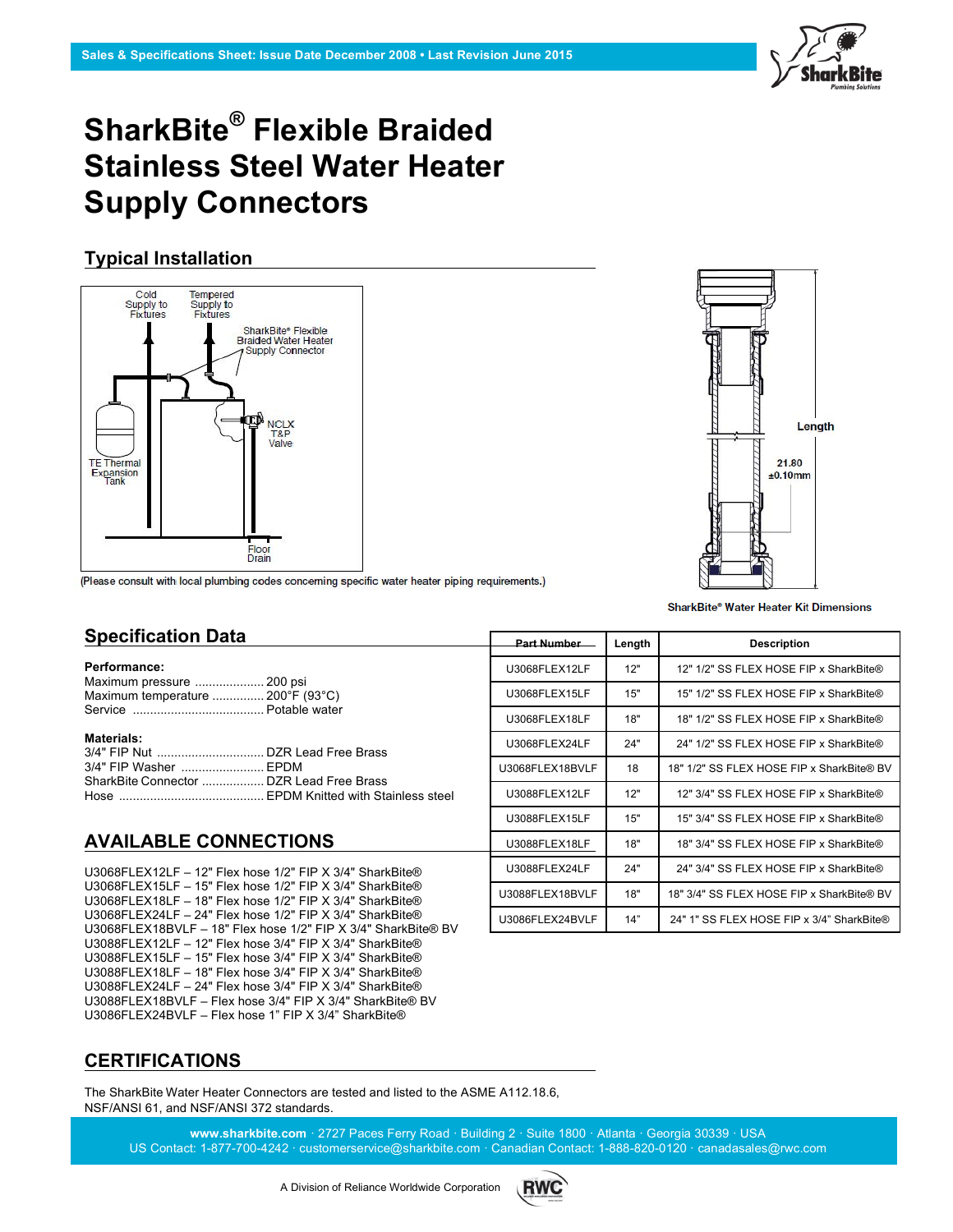Sales & Specifications Sheet: Issue Date December 2008 • Last Revision June 2015

# SharkBite® Flexible Braided Stainless Steel Water Heater Supply Connectors

## Typical Installation

Cold Supply to Fixtures

Tempered Supply to Fixtures

SharkBite® Flexible Braided Water Heater Supply Connector

NCLX T&P Valve

TE Thermal Expansion Tank

Floor Drain

(Please consult with local plumbing codes concerning specific water heater piping requirements.)

Length

21.80 ±0.10mm

SharkBite® Water Heater Kit Dimensions

## Specification Data

**Performance:**

Maximum pressure .................... 200 psi
Maximum temperature ............... 200°F (93°C)
Service ...................................... Potable water

**Materials:**

3/4" FIP Nut ............................... DZR Lead Free Brass
3/4" FIP Washer ......................... EPDM
SharkBite Connector .................. DZR Lead Free Brass
Hose .......................................... EPDM Knitted with Stainless steel

| Part Number | Length | Description |
|---|---|---|
| U3068FLEX12LF | 12" | 12" 1/2" SS FLEX HOSE FIP x SharkBite® |
| U3068FLEX15LF | 15" | 15" 1/2" SS FLEX HOSE FIP x SharkBite® |
| U3068FLEX18LF | 18" | 18" 1/2" SS FLEX HOSE FIP x SharkBite® |
| U3068FLEX24LF | 24" | 24" 1/2" SS FLEX HOSE FIP x SharkBite® |
| U3068FLEX18BVLF | 18 | 18" 1/2" SS FLEX HOSE FIP x SharkBite® BV |
| U3088FLEX12LF | 12" | 12" 3/4" SS FLEX HOSE FIP x SharkBite® |
| U3088FLEX15LF | 15" | 15" 3/4" SS FLEX HOSE FIP x SharkBite® |
| U3088FLEX18LF | 18" | 18" 3/4" SS FLEX HOSE FIP x SharkBite® |
| U3088FLEX24LF | 24" | 24" 3/4" SS FLEX HOSE FIP x SharkBite® |
| U3088FLEX18BVLF | 18" | 18" 3/4" SS FLEX HOSE FIP x SharkBite® BV |
| U3086FLEX24BVLF | 14" | 24" 1" SS FLEX HOSE FIP x 3/4" SharkBite® |

## AVAILABLE CONNECTIONS

U3068FLEX12LF – 12" Flex hose 1/2" FIP X 3/4" SharkBite®
U3068FLEX15LF – 15" Flex hose 1/2" FIP X 3/4" SharkBite®
U3068FLEX18LF – 18" Flex hose 1/2" FIP X 3/4" SharkBite®
U3068FLEX24LF – 24" Flex hose 1/2" FIP X 3/4" SharkBite®
U3068FLEX18BVLF – 18" Flex hose 1/2" FIP X 3/4" SharkBite® BV
U3088FLEX12LF – 12" Flex hose 3/4" FIP X 3/4" SharkBite®
U3088FLEX15LF – 15" Flex hose 3/4" FIP X 3/4" SharkBite®
U3088FLEX18LF – 18" Flex hose 3/4" FIP X 3/4" SharkBite®
U3088FLEX24LF – 24" Flex hose 3/4" FIP X 3/4" SharkBite®
U3088FLEX18BVLF – Flex hose 3/4" FIP X 3/4" SharkBite® BV
U3086FLEX24BVLF – Flex hose 1" FIP X 3/4" SharkBite®

## CERTIFICATIONS

The SharkBite Water Heater Connectors are tested and listed to the ASME A112.18.6, NSF/ANSI 61, and NSF/ANSI 372 standards.

**www.sharkbite.com** · 2727 Paces Ferry Road · Building 2 · Suite 1800 · Atlanta · Georgia 30339 · USA
US Contact: 1-877-700-4242 · customerservice@sharkbite.com · Canadian Contact: 1-888-820-0120 · canadasales@rwc.com

A Division of Reliance Worldwide Corporation